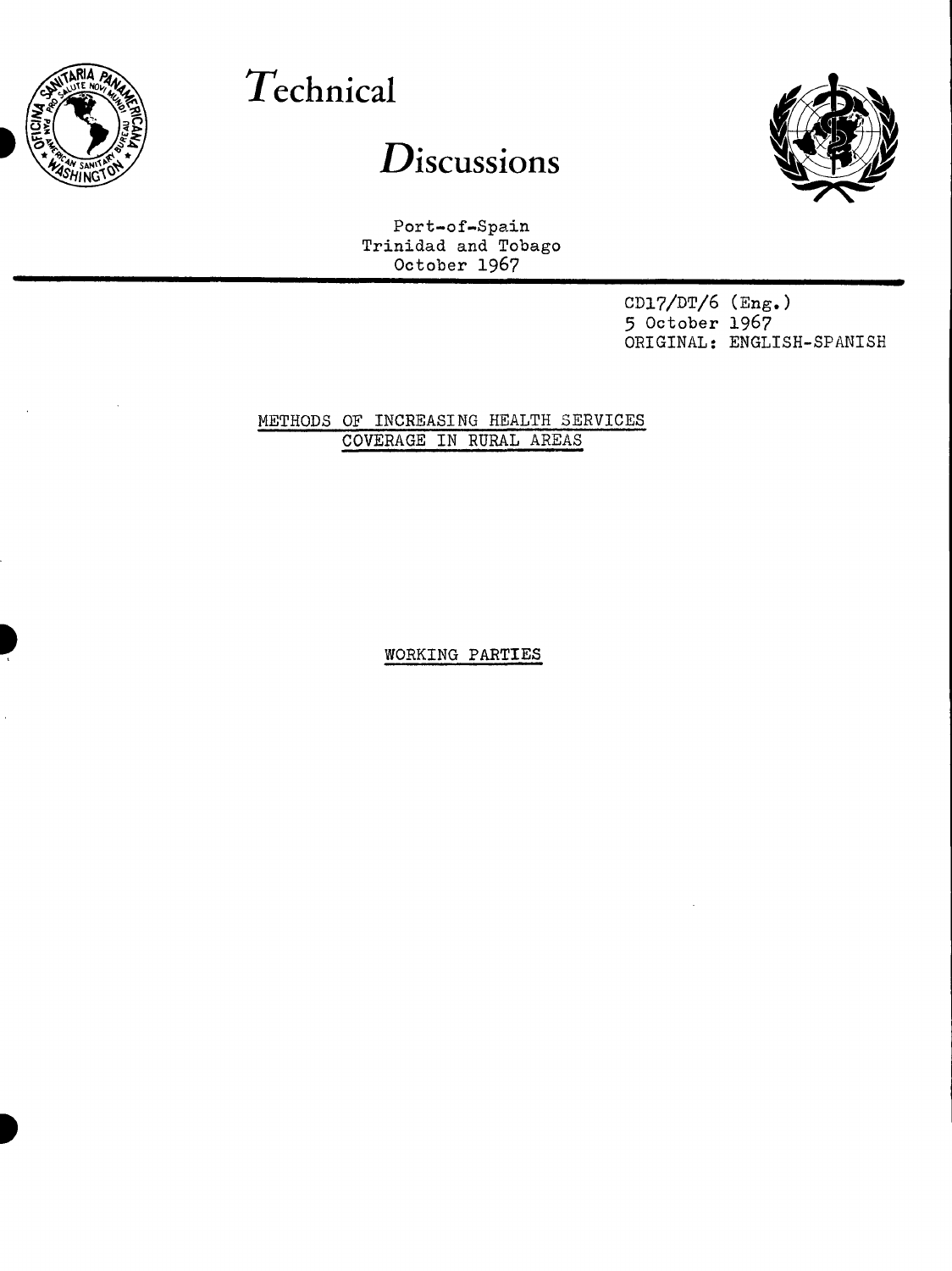# *T*echnical

# *D*iscussions

Port-of-Spain
Trinidad and Tobago
October 1967

CD17/DT/6 (Eng.)
5 October 1967
ORIGINAL: ENGLISH-SPANISH

## METHODS OF INCREASING HEALTH SERVICES COVERAGE IN RURAL AREAS

### WORKING PARTIES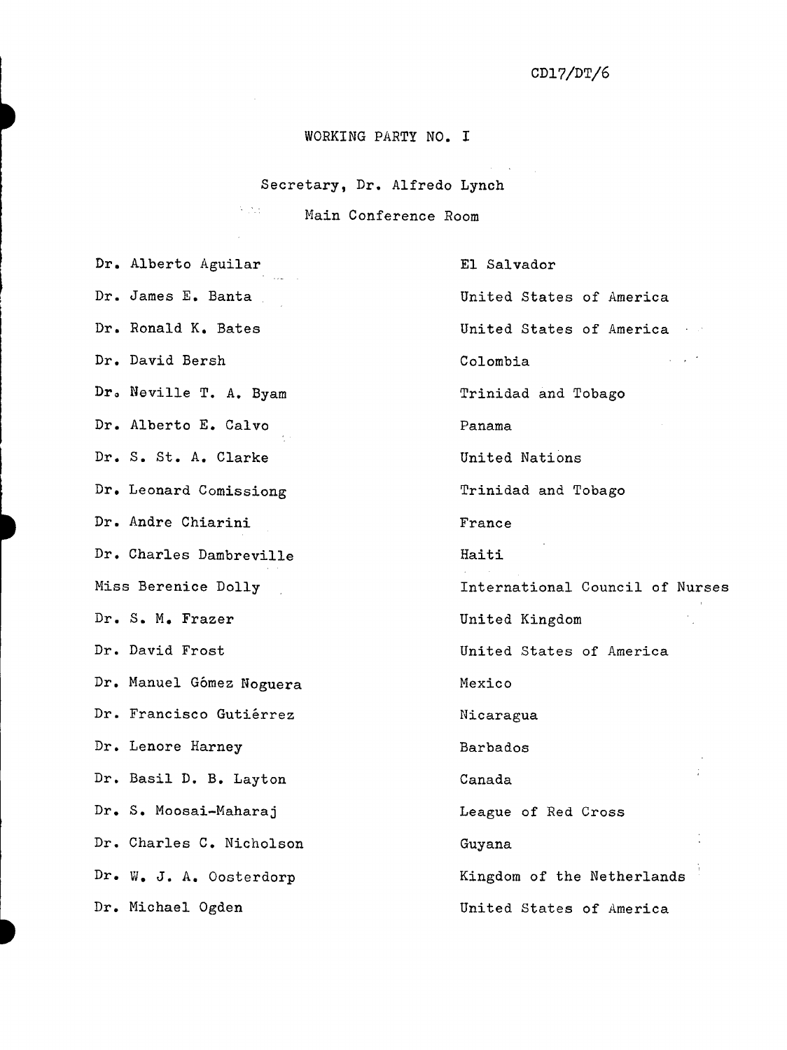CD17/DT/6

# WORKING PARTY NO. I

Secretary, Dr. Alfredo Lynch

Main Conference Room

| | |
|---|---|
| Dr. Alberto Aguilar | El Salvador |
| Dr. James E. Banta | United States of America |
| Dr. Ronald K. Bates | United States of America |
| Dr. David Bersh | Colombia |
| Dr. Neville T. A. Byam | Trinidad and Tobago |
| Dr. Alberto E. Calvo | Panama |
| Dr. S. St. A. Clarke | United Nations |
| Dr. Leonard Comissiong | Trinidad and Tobago |
| Dr. Andre Chiarini | France |
| Dr. Charles Dambreville | Haiti |
| Miss Berenice Dolly | International Council of Nurses |
| Dr. S. M. Frazer | United Kingdom |
| Dr. David Frost | United States of America |
| Dr. Manuel Gómez Noguera | Mexico |
| Dr. Francisco Gutiérrez | Nicaragua |
| Dr. Lenore Harney | Barbados |
| Dr. Basil D. B. Layton | Canada |
| Dr. S. Moosai-Maharaj | League of Red Cross |
| Dr. Charles C. Nicholson | Guyana |
| Dr. W. J. A. Oosterdorp | Kingdom of the Netherlands |
| Dr. Michael Ogden | United States of America |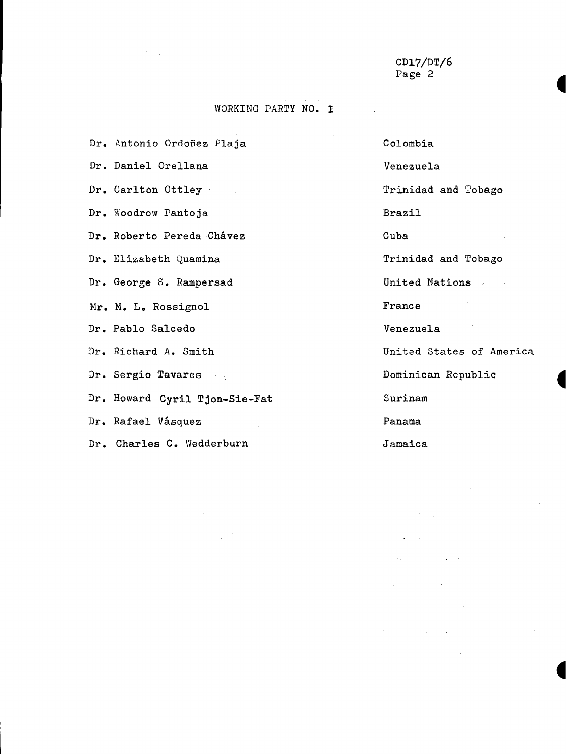## WORKING PARTY NO. I

| | |
|---|---|
| Dr. Antonio Ordoñez Plaja | Colombia |
| Dr. Daniel Orellana | Venezuela |
| Dr. Carlton Ottley | Trinidad and Tobago |
| Dr. Woodrow Pantoja | Brazil |
| Dr. Roberto Pereda Chávez | Cuba |
| Dr. Elizabeth Quamina | Trinidad and Tobago |
| Dr. George S. Rampersad | United Nations |
| Mr. M. L. Rossignol | France |
| Dr. Pablo Salcedo | Venezuela |
| Dr. Richard A. Smith | United States of America |
| Dr. Sergio Tavares | Dominican Republic |
| Dr. Howard Cyril Tjon-Sie-Fat | Surinam |
| Dr. Rafael Vásquez | Panama |
| Dr. Charles C. Wedderburn | Jamaica |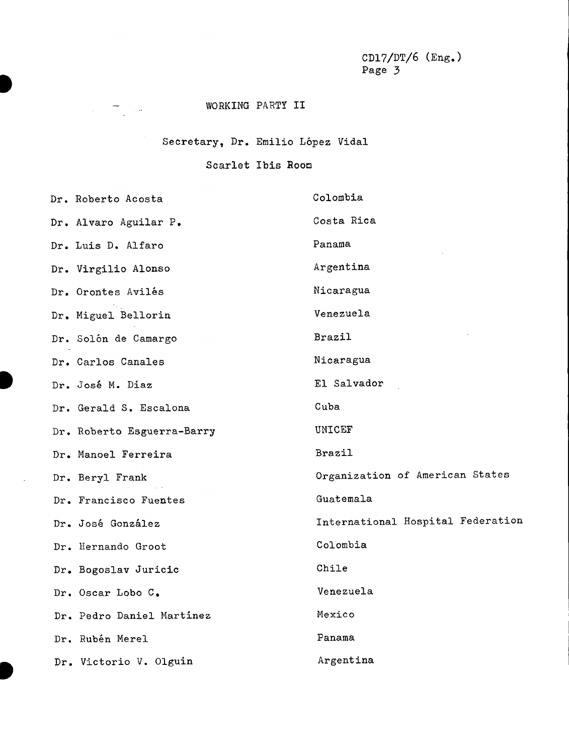## WORKING PARTY II

Secretary, Dr. Emilio López Vidal

Scarlet Ibis Room

| | |
|---|---|
| Dr. Roberto Acosta | Colombia |
| Dr. Alvaro Aguilar P. | Costa Rica |
| Dr. Luis D. Alfaro | Panama |
| Dr. Virgilio Alonso | Argentina |
| Dr. Orontes Avilés | Nicaragua |
| Dr. Miguel Bellorin | Venezuela |
| Dr. Solón de Camargo | Brazil |
| Dr. Carlos Canales | Nicaragua |
| Dr. José M. Díaz | El Salvador |
| Dr. Gerald S. Escalona | Cuba |
| Dr. Roberto Esguerra-Barry | UNICEF |
| Dr. Manoel Ferreira | Brazil |
| Dr. Beryl Frank | Organization of American States |
| Dr. Francisco Fuentes | Guatemala |
| Dr. José González | International Hospital Federation |
| Dr. Hernando Groot | Colombia |
| Dr. Bogoslav Juricic | Chile |
| Dr. Oscar Lobo C. | Venezuela |
| Dr. Pedro Daniel Martínez | Mexico |
| Dr. Rubén Merel | Panama |
| Dr. Victorio V. Olguín | Argentina |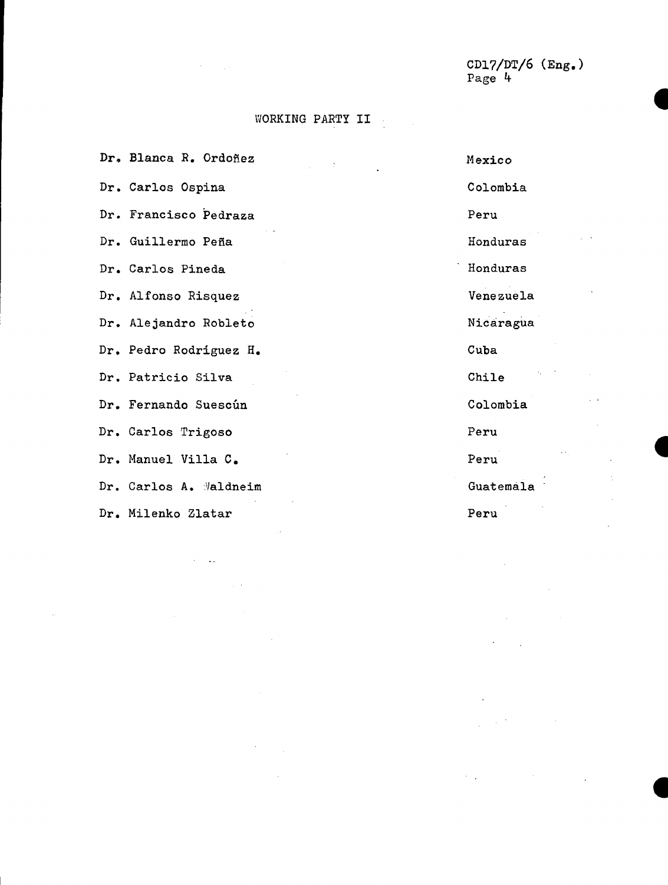## WORKING PARTY II

| | |
|---|---|
| Dr. Blanca R. Ordoñez | Mexico |
| Dr. Carlos Ospina | Colombia |
| Dr. Francisco Pedraza | Peru |
| Dr. Guillermo Peña | Honduras |
| Dr. Carlos Pineda | Honduras |
| Dr. Alfonso Risquez | Venezuela |
| Dr. Alejandro Robleto | Nicaragua |
| Dr. Pedro Rodríguez H. | Cuba |
| Dr. Patricio Silva | Chile |
| Dr. Fernando Suescún | Colombia |
| Dr. Carlos Trigoso | Peru |
| Dr. Manuel Villa C. | Peru |
| Dr. Carlos A. Waldneim | Guatemala |
| Dr. Milenko Zlatar | Peru |